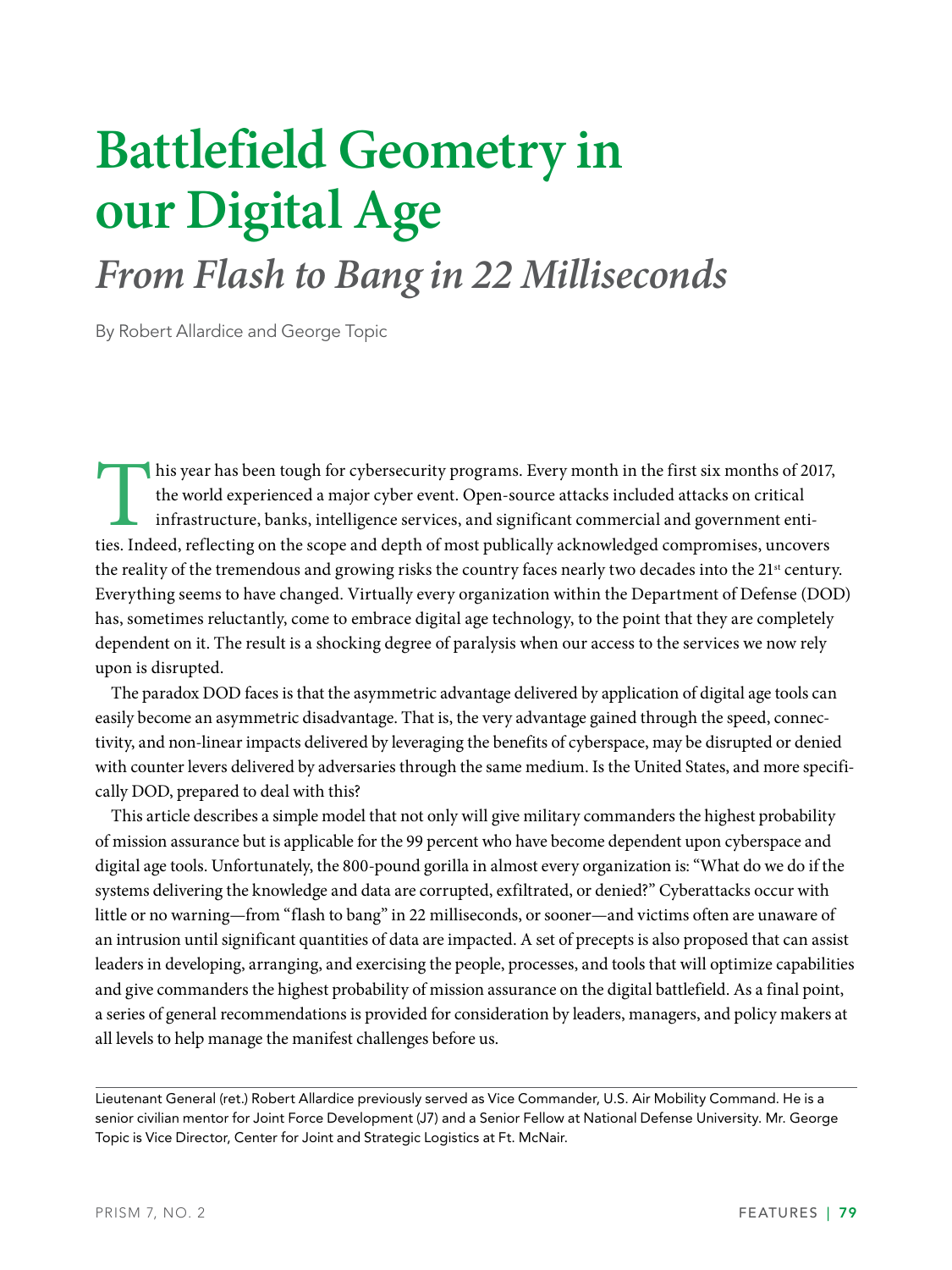# Battlefield Geometry in our Digital Age

## *From Flash to Bang in 22 Milliseconds*

By Robert Allardice and George Topic

This year has been tough for cybersecurity programs. Every month in the first six months of 2017, the world experienced a major cyber event. Open-source attacks included attacks on critical infrastructure, banks, intelligence services, and significant commercial and government entities. Indeed, reflecting on the scope and depth of most publically acknowledged compromises, uncovers the reality of the tremendous and growing risks the country faces nearly two decades into the 21st century. Everything seems to have changed. Virtually every organization within the Department of Defense (DOD) has, sometimes reluctantly, come to embrace digital age technology, to the point that they are completely dependent on it. The result is a shocking degree of paralysis when our access to the services we now rely upon is disrupted.

The paradox DOD faces is that the asymmetric advantage delivered by application of digital age tools can easily become an asymmetric disadvantage. That is, the very advantage gained through the speed, connectivity, and non-linear impacts delivered by leveraging the benefits of cyberspace, may be disrupted or denied with counter levers delivered by adversaries through the same medium. Is the United States, and more specifically DOD, prepared to deal with this?

This article describes a simple model that not only will give military commanders the highest probability of mission assurance but is applicable for the 99 percent who have become dependent upon cyberspace and digital age tools. Unfortunately, the 800-pound gorilla in almost every organization is: "What do we do if the systems delivering the knowledge and data are corrupted, exfiltrated, or denied?" Cyberattacks occur with little or no warning—from "flash to bang" in 22 milliseconds, or sooner—and victims often are unaware of an intrusion until significant quantities of data are impacted. A set of precepts is also proposed that can assist leaders in developing, arranging, and exercising the people, processes, and tools that will optimize capabilities and give commanders the highest probability of mission assurance on the digital battlefield. As a final point, a series of general recommendations is provided for consideration by leaders, managers, and policy makers at all levels to help manage the manifest challenges before us.

---

Lieutenant General (ret.) Robert Allardice previously served as Vice Commander, U.S. Air Mobility Command. He is a senior civilian mentor for Joint Force Development (J7) and a Senior Fellow at National Defense University. Mr. George Topic is Vice Director, Center for Joint and Strategic Logistics at Ft. McNair.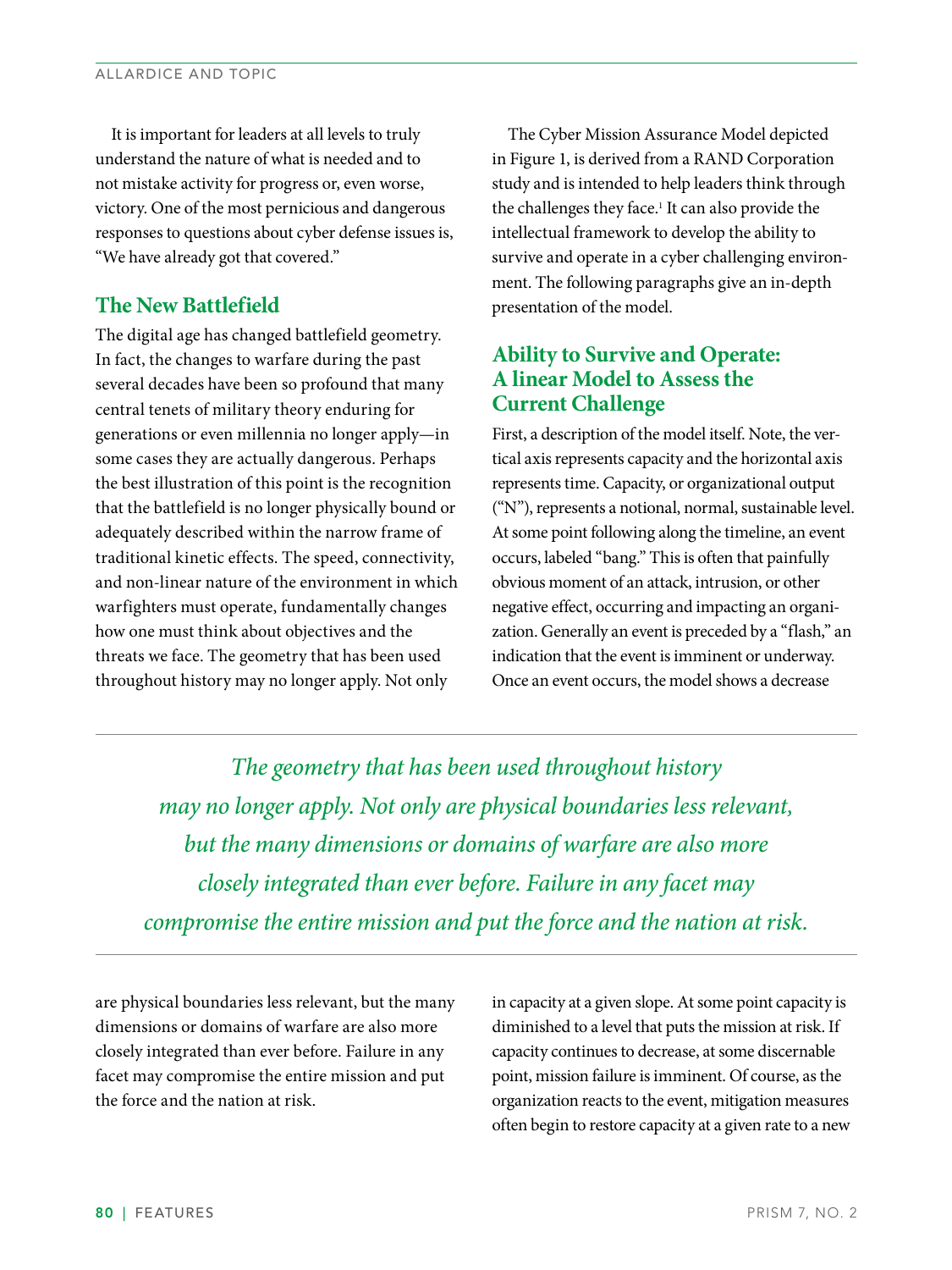It is important for leaders at all levels to truly understand the nature of what is needed and to not mistake activity for progress or, even worse, victory. One of the most pernicious and dangerous responses to questions about cyber defense issues is, "We have already got that covered."

## The New Battlefield

The digital age has changed battlefield geometry. In fact, the changes to warfare during the past several decades have been so profound that many central tenets of military theory enduring for generations or even millennia no longer apply—in some cases they are actually dangerous. Perhaps the best illustration of this point is the recognition that the battlefield is no longer physically bound or adequately described within the narrow frame of traditional kinetic effects. The speed, connectivity, and non-linear nature of the environment in which warfighters must operate, fundamentally changes how one must think about objectives and the threats we face. The geometry that has been used throughout history may no longer apply. Not only are physical boundaries less relevant, but the many dimensions or domains of warfare are also more closely integrated than ever before. Failure in any facet may compromise the entire mission and put the force and the nation at risk.

*The geometry that has been used throughout history may no longer apply. Not only are physical boundaries less relevant, but the many dimensions or domains of warfare are also more closely integrated than ever before. Failure in any facet may compromise the entire mission and put the force and the nation at risk.*

The Cyber Mission Assurance Model depicted in Figure 1, is derived from a RAND Corporation study and is intended to help leaders think through the challenges they face.[1] It can also provide the intellectual framework to develop the ability to survive and operate in a cyber challenging environment. The following paragraphs give an in-depth presentation of the model.

## Ability to Survive and Operate: A linear Model to Assess the Current Challenge

First, a description of the model itself. Note, the vertical axis represents capacity and the horizontal axis represents time. Capacity, or organizational output ("N"), represents a notional, normal, sustainable level. At some point following along the timeline, an event occurs, labeled "bang." This is often that painfully obvious moment of an attack, intrusion, or other negative effect, occurring and impacting an organization. Generally an event is preceded by a "flash," an indication that the event is imminent or underway. Once an event occurs, the model shows a decrease in capacity at a given slope. At some point capacity is diminished to a level that puts the mission at risk. If capacity continues to decrease, at some discernable point, mission failure is imminent. Of course, as the organization reacts to the event, mitigation measures often begin to restore capacity at a given rate to a new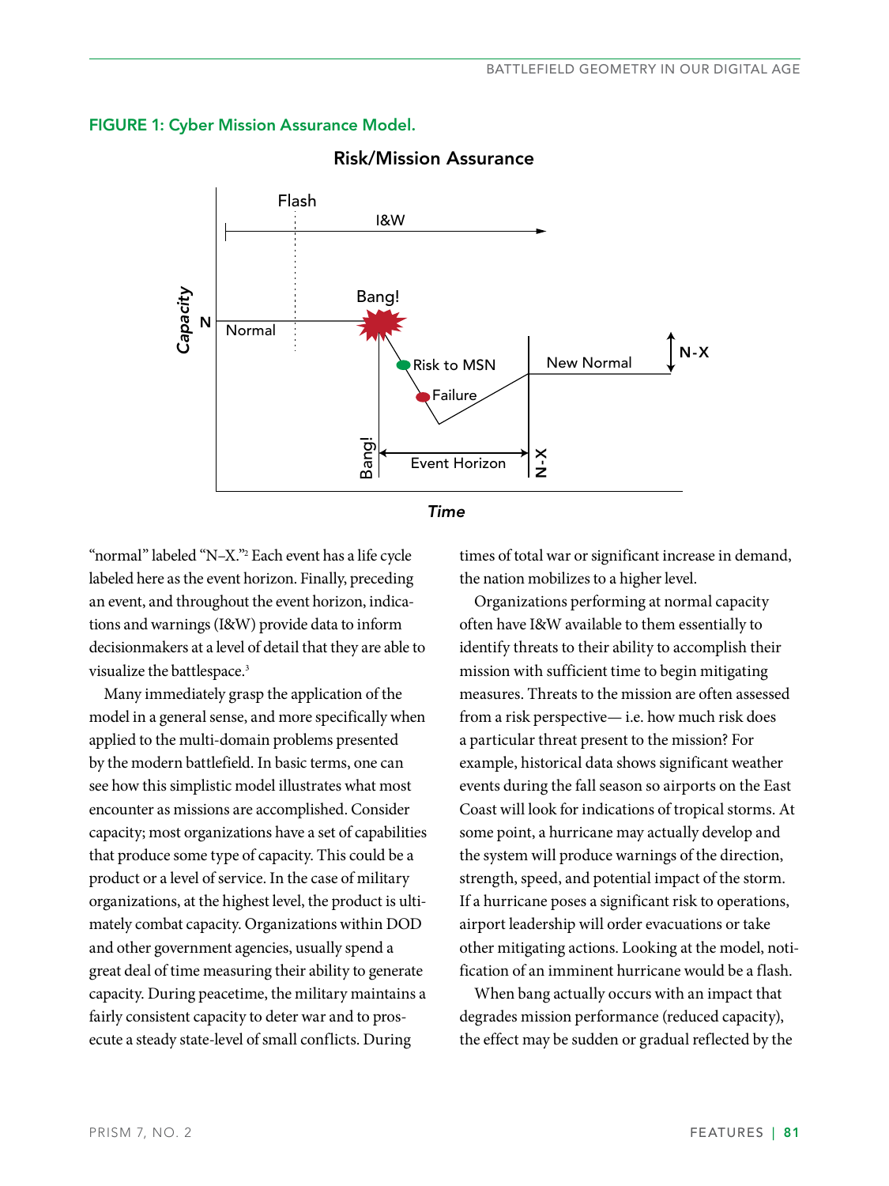**FIGURE 1: Cyber Mission Assurance Model.**

"normal" labeled "N–X."[2] Each event has a life cycle labeled here as the event horizon. Finally, preceding an event, and throughout the event horizon, indications and warnings (I&W) provide data to inform decisionmakers at a level of detail that they are able to visualize the battlespace.[3]

Many immediately grasp the application of the model in a general sense, and more specifically when applied to the multi-domain problems presented by the modern battlefield. In basic terms, one can see how this simplistic model illustrates what most encounter as missions are accomplished. Consider capacity; most organizations have a set of capabilities that produce some type of capacity. This could be a product or a level of service. In the case of military organizations, at the highest level, the product is ultimately combat capacity. Organizations within DOD and other government agencies, usually spend a great deal of time measuring their ability to generate capacity. During peacetime, the military maintains a fairly consistent capacity to deter war and to prosecute a steady state-level of small conflicts. During times of total war or significant increase in demand, the nation mobilizes to a higher level.

Organizations performing at normal capacity often have I&W available to them essentially to identify threats to their ability to accomplish their mission with sufficient time to begin mitigating measures. Threats to the mission are often assessed from a risk perspective— i.e. how much risk does a particular threat present to the mission? For example, historical data shows significant weather events during the fall season so airports on the East Coast will look for indications of tropical storms. At some point, a hurricane may actually develop and the system will produce warnings of the direction, strength, speed, and potential impact of the storm. If a hurricane poses a significant risk to operations, airport leadership will order evacuations or take other mitigating actions. Looking at the model, notification of an imminent hurricane would be a flash.

When bang actually occurs with an impact that degrades mission performance (reduced capacity), the effect may be sudden or gradual reflected by the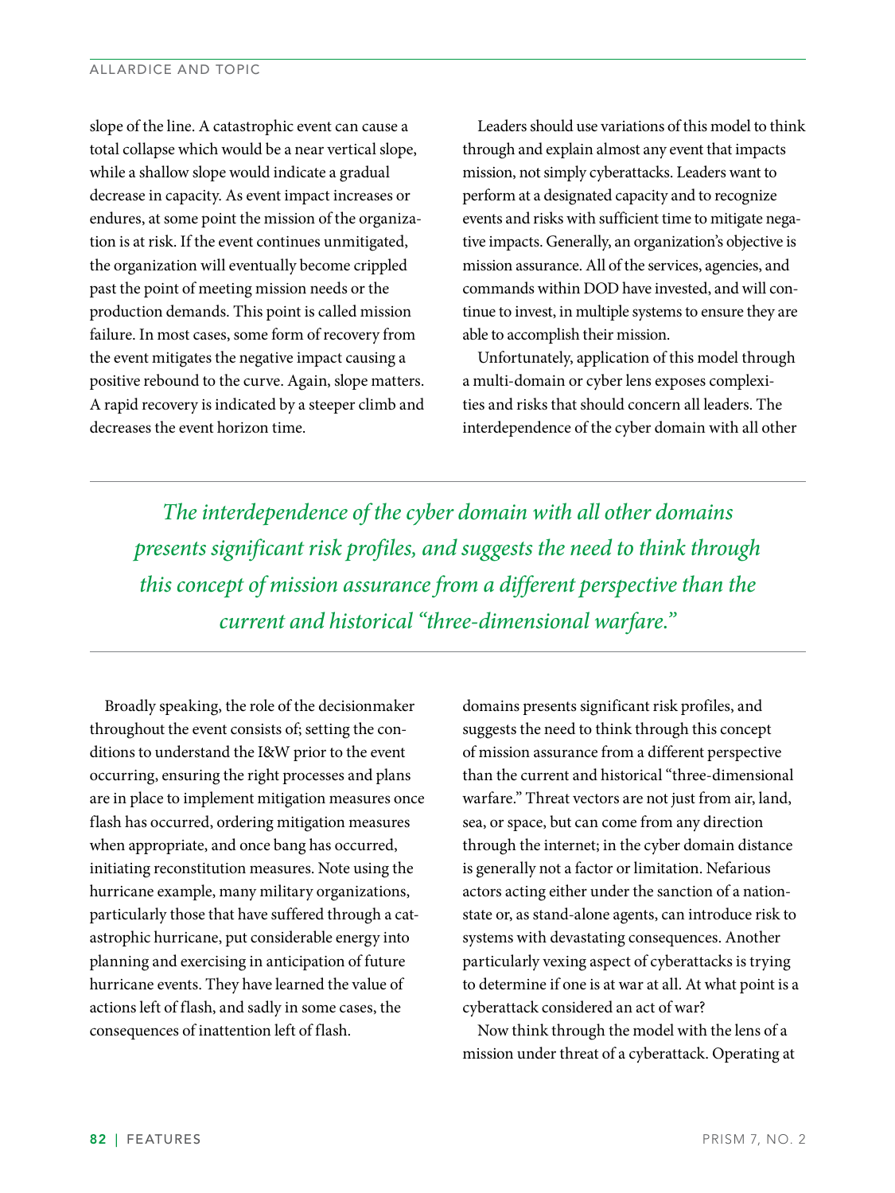slope of the line. A catastrophic event can cause a total collapse which would be a near vertical slope, while a shallow slope would indicate a gradual decrease in capacity. As event impact increases or endures, at some point the mission of the organization is at risk. If the event continues unmitigated, the organization will eventually become crippled past the point of meeting mission needs or the production demands. This point is called mission failure. In most cases, some form of recovery from the event mitigates the negative impact causing a positive rebound to the curve. Again, slope matters. A rapid recovery is indicated by a steeper climb and decreases the event horizon time.

Broadly speaking, the role of the decisionmaker throughout the event consists of; setting the conditions to understand the I&W prior to the event occurring, ensuring the right processes and plans are in place to implement mitigation measures once flash has occurred, ordering mitigation measures when appropriate, and once bang has occurred, initiating reconstitution measures. Note using the hurricane example, many military organizations, particularly those that have suffered through a catastrophic hurricane, put considerable energy into planning and exercising in anticipation of future hurricane events. They have learned the value of actions left of flash, and sadly in some cases, the consequences of inattention left of flash.

Leaders should use variations of this model to think through and explain almost any event that impacts mission, not simply cyberattacks. Leaders want to perform at a designated capacity and to recognize events and risks with sufficient time to mitigate negative impacts. Generally, an organization's objective is mission assurance. All of the services, agencies, and commands within DOD have invested, and will continue to invest, in multiple systems to ensure they are able to accomplish their mission.

Unfortunately, application of this model through a multi-domain or cyber lens exposes complexities and risks that should concern all leaders. The interdependence of the cyber domain with all other domains presents significant risk profiles, and suggests the need to think through this concept of mission assurance from a different perspective than the current and historical "three-dimensional warfare." Threat vectors are not just from air, land, sea, or space, but can come from any direction through the internet; in the cyber domain distance is generally not a factor or limitation. Nefarious actors acting either under the sanction of a nation-state or, as stand-alone agents, can introduce risk to systems with devastating consequences. Another particularly vexing aspect of cyberattacks is trying to determine if one is at war at all. At what point is a cyberattack considered an act of war?

Now think through the model with the lens of a mission under threat of a cyberattack. Operating at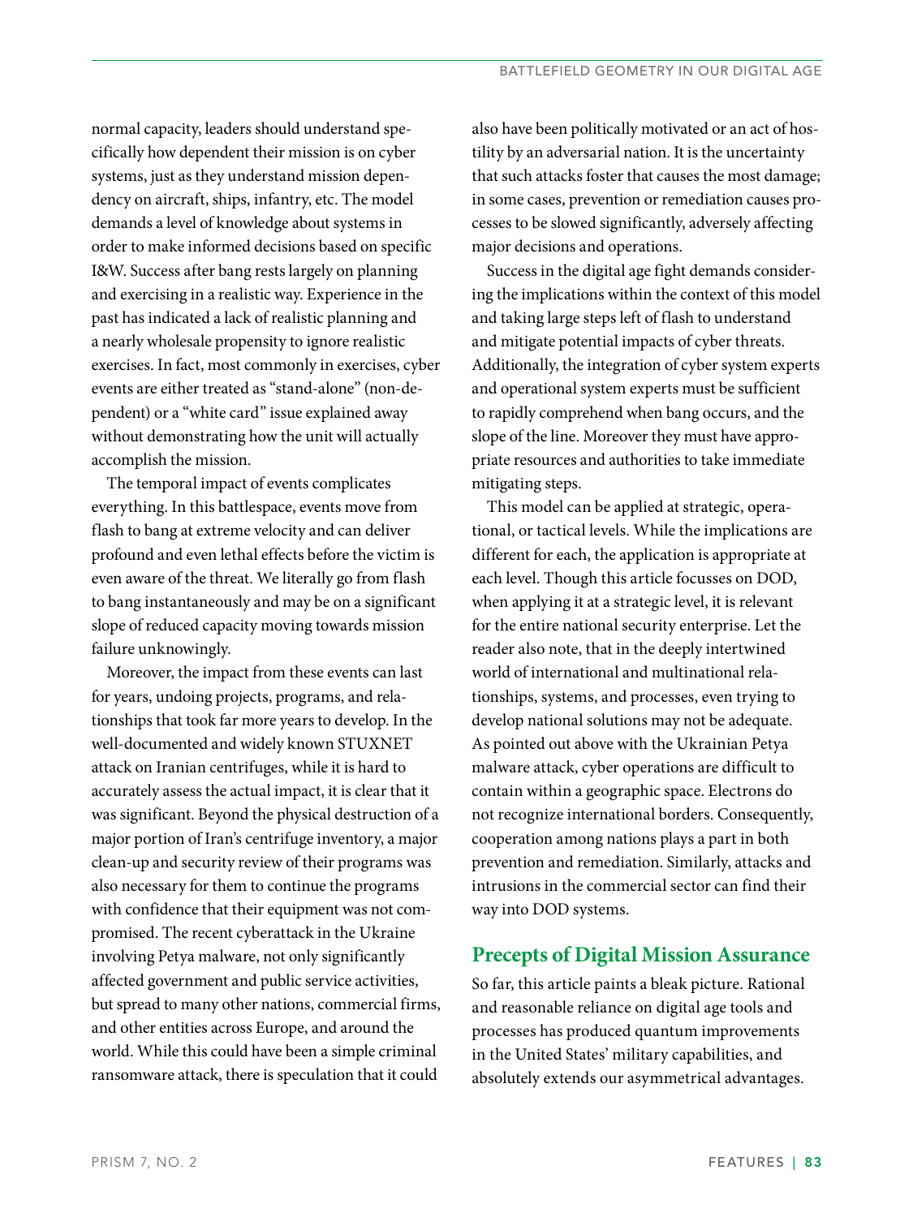normal capacity, leaders should understand specifically how dependent their mission is on cyber systems, just as they understand mission dependency on aircraft, ships, infantry, etc. The model demands a level of knowledge about systems in order to make informed decisions based on specific I&W. Success after bang rests largely on planning and exercising in a realistic way. Experience in the past has indicated a lack of realistic planning and a nearly wholesale propensity to ignore realistic exercises. In fact, most commonly in exercises, cyber events are either treated as "stand-alone" (non-dependent) or a "white card" issue explained away without demonstrating how the unit will actually accomplish the mission.

The temporal impact of events complicates everything. In this battlespace, events move from flash to bang at extreme velocity and can deliver profound and even lethal effects before the victim is even aware of the threat. We literally go from flash to bang instantaneously and may be on a significant slope of reduced capacity moving towards mission failure unknowingly.

Moreover, the impact from these events can last for years, undoing projects, programs, and relationships that took far more years to develop. In the well-documented and widely known STUXNET attack on Iranian centrifuges, while it is hard to accurately assess the actual impact, it is clear that it was significant. Beyond the physical destruction of a major portion of Iran's centrifuge inventory, a major clean-up and security review of their programs was also necessary for them to continue the programs with confidence that their equipment was not compromised. The recent cyberattack in the Ukraine involving Petya malware, not only significantly affected government and public service activities, but spread to many other nations, commercial firms, and other entities across Europe, and around the world. While this could have been a simple criminal ransomware attack, there is speculation that it could also have been politically motivated or an act of hostility by an adversarial nation. It is the uncertainty that such attacks foster that causes the most damage; in some cases, prevention or remediation causes processes to be slowed significantly, adversely affecting major decisions and operations.

Success in the digital age fight demands considering the implications within the context of this model and taking large steps left of flash to understand and mitigate potential impacts of cyber threats. Additionally, the integration of cyber system experts and operational system experts must be sufficient to rapidly comprehend when bang occurs, and the slope of the line. Moreover they must have appropriate resources and authorities to take immediate mitigating steps.

This model can be applied at strategic, operational, or tactical levels. While the implications are different for each, the application is appropriate at each level. Though this article focusses on DOD, when applying it at a strategic level, it is relevant for the entire national security enterprise. Let the reader also note, that in the deeply intertwined world of international and multinational relationships, systems, and processes, even trying to develop national solutions may not be adequate. As pointed out above with the Ukrainian Petya malware attack, cyber operations are difficult to contain within a geographic space. Electrons do not recognize international borders. Consequently, cooperation among nations plays a part in both prevention and remediation. Similarly, attacks and intrusions in the commercial sector can find their way into DOD systems.

## Precepts of Digital Mission Assurance

So far, this article paints a bleak picture. Rational and reasonable reliance on digital age tools and processes has produced quantum improvements in the United States' military capabilities, and absolutely extends our asymmetrical advantages.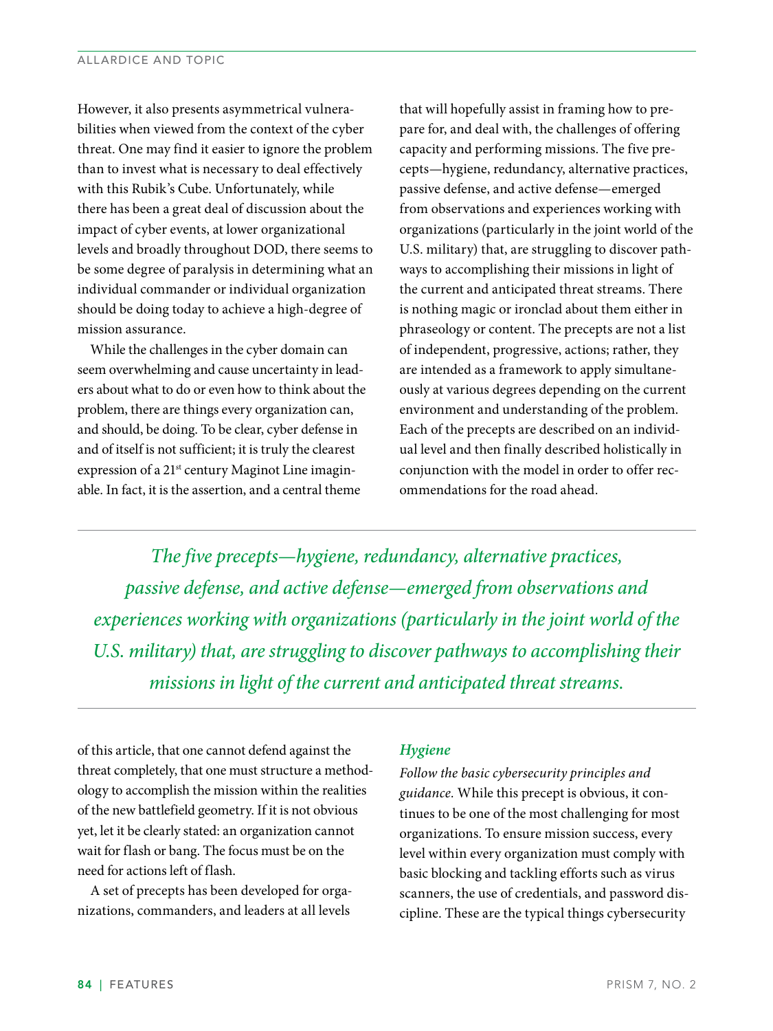However, it also presents asymmetrical vulnerabilities when viewed from the context of the cyber threat. One may find it easier to ignore the problem than to invest what is necessary to deal effectively with this Rubik's Cube. Unfortunately, while there has been a great deal of discussion about the impact of cyber events, at lower organizational levels and broadly throughout DOD, there seems to be some degree of paralysis in determining what an individual commander or individual organization should be doing today to achieve a high-degree of mission assurance.

While the challenges in the cyber domain can seem overwhelming and cause uncertainty in leaders about what to do or even how to think about the problem, there are things every organization can, and should, be doing. To be clear, cyber defense in and of itself is not sufficient; it is truly the clearest expression of a 21st century Maginot Line imaginable. In fact, it is the assertion, and a central theme of this article, that one cannot defend against the threat completely, that one must structure a methodology to accomplish the mission within the realities of the new battlefield geometry. If it is not obvious yet, let it be clearly stated: an organization cannot wait for flash or bang. The focus must be on the need for actions left of flash.

A set of precepts has been developed for organizations, commanders, and leaders at all levels that will hopefully assist in framing how to prepare for, and deal with, the challenges of offering capacity and performing missions. The five precepts—hygiene, redundancy, alternative practices, passive defense, and active defense—emerged from observations and experiences working with organizations (particularly in the joint world of the U.S. military) that, are struggling to discover pathways to accomplishing their missions in light of the current and anticipated threat streams. There is nothing magic or ironclad about them either in phraseology or content. The precepts are not a list of independent, progressive, actions; rather, they are intended as a framework to apply simultaneously at various degrees depending on the current environment and understanding of the problem. Each of the precepts are described on an individual level and then finally described holistically in conjunction with the model in order to offer recommendations for the road ahead.

> *The five precepts—hygiene, redundancy, alternative practices, passive defense, and active defense—emerged from observations and experiences working with organizations (particularly in the joint world of the U.S. military) that, are struggling to discover pathways to accomplishing their missions in light of the current and anticipated threat streams.*

### *Hygiene*

*Follow the basic cybersecurity principles and guidance.* While this precept is obvious, it continues to be one of the most challenging for most organizations. To ensure mission success, every level within every organization must comply with basic blocking and tackling efforts such as virus scanners, the use of credentials, and password discipline. These are the typical things cybersecurity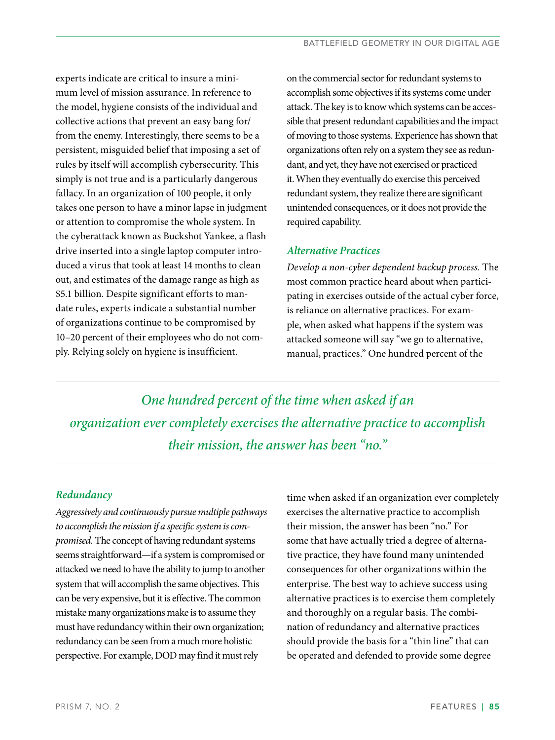experts indicate are critical to insure a minimum level of mission assurance. In reference to the model, hygiene consists of the individual and collective actions that prevent an easy bang for/from the enemy. Interestingly, there seems to be a persistent, misguided belief that imposing a set of rules by itself will accomplish cybersecurity. This simply is not true and is a particularly dangerous fallacy. In an organization of 100 people, it only takes one person to have a minor lapse in judgment or attention to compromise the whole system. In the cyberattack known as Buckshot Yankee, a flash drive inserted into a single laptop computer introduced a virus that took at least 14 months to clean out, and estimates of the damage range as high as $5.1 billion. Despite significant efforts to mandate rules, experts indicate a substantial number of organizations continue to be compromised by 10–20 percent of their employees who do not comply. Relying solely on hygiene is insufficient.

### Redundancy

*Aggressively and continuously pursue multiple pathways to accomplish the mission if a specific system is compromised.* The concept of having redundant systems seems straightforward—if a system is compromised or attacked we need to have the ability to jump to another system that will accomplish the same objectives. This can be very expensive, but it is effective. The common mistake many organizations make is to assume they must have redundancy within their own organization; redundancy can be seen from a much more holistic perspective. For example, DOD may find it must rely on the commercial sector for redundant systems to accomplish some objectives if its systems come under attack. The key is to know which systems can be accessible that present redundant capabilities and the impact of moving to those systems. Experience has shown that organizations often rely on a system they see as redundant, and yet, they have not exercised or practiced it. When they eventually do exercise this perceived redundant system, they realize there are significant unintended consequences, or it does not provide the required capability.

### Alternative Practices

*Develop a non-cyber dependent backup process.* The most common practice heard about when participating in exercises outside of the actual cyber force, is reliance on alternative practices. For example, when asked what happens if the system was attacked someone will say "we go to alternative, manual, practices." One hundred percent of the time when asked if an organization ever completely exercises the alternative practice to accomplish their mission, the answer has been "no." For some that have actually tried a degree of alternative practice, they have found many unintended consequences for other organizations within the enterprise. The best way to achieve success using alternative practices is to exercise them completely and thoroughly on a regular basis. The combination of redundancy and alternative practices should provide the basis for a "thin line" that can be operated and defended to provide some degree

*One hundred percent of the time when asked if an organization ever completely exercises the alternative practice to accomplish their mission, the answer has been "no."*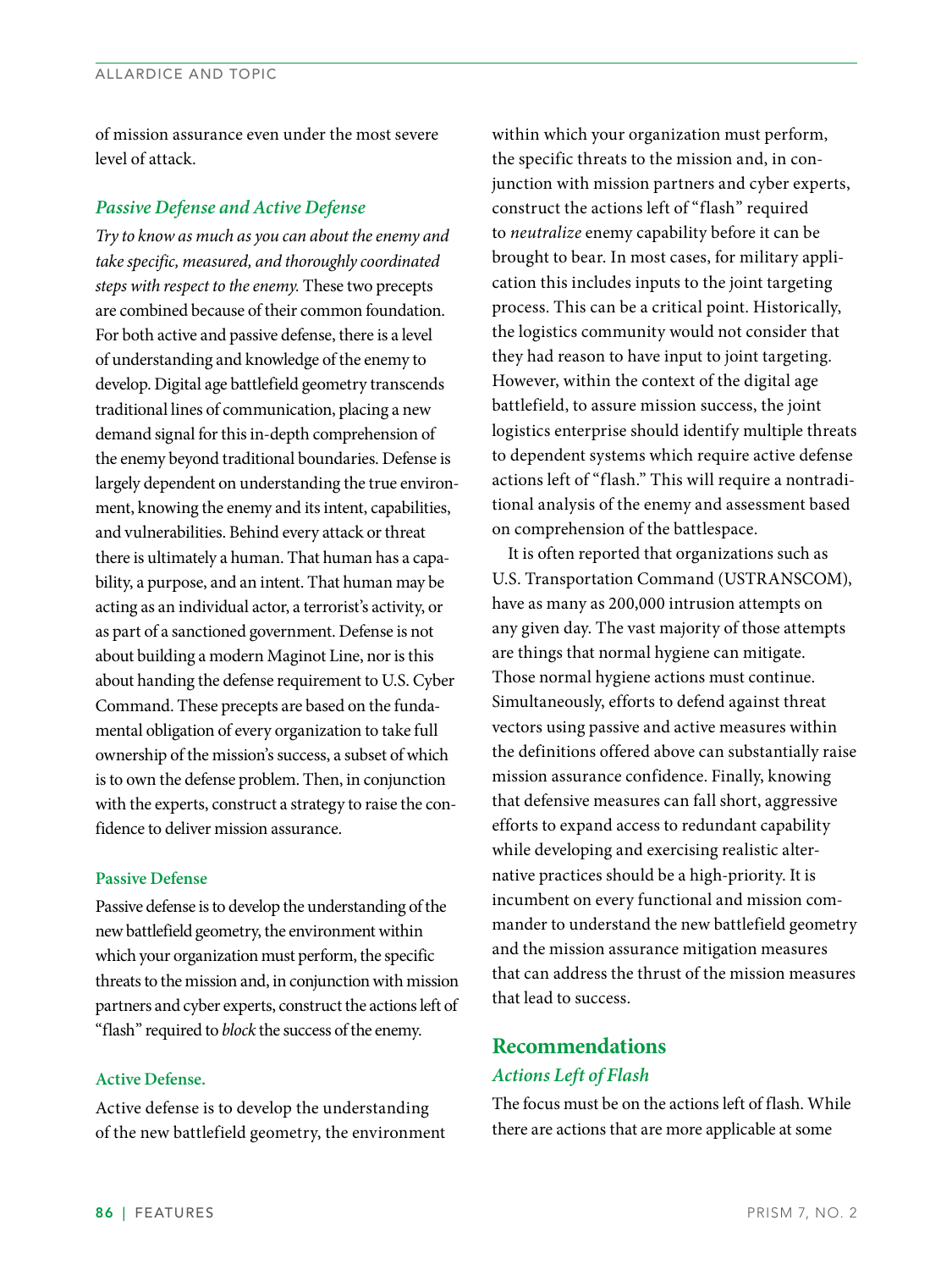of mission assurance even under the most severe level of attack.

### *Passive Defense and Active Defense*

*Try to know as much as you can about the enemy and take specific, measured, and thoroughly coordinated steps with respect to the enemy.* These two precepts are combined because of their common foundation. For both active and passive defense, there is a level of understanding and knowledge of the enemy to develop. Digital age battlefield geometry transcends traditional lines of communication, placing a new demand signal for this in-depth comprehension of the enemy beyond traditional boundaries. Defense is largely dependent on understanding the true environment, knowing the enemy and its intent, capabilities, and vulnerabilities. Behind every attack or threat there is ultimately a human. That human has a capability, a purpose, and an intent. That human may be acting as an individual actor, a terrorist's activity, or as part of a sanctioned government. Defense is not about building a modern Maginot Line, nor is this about handing the defense requirement to U.S. Cyber Command. These precepts are based on the fundamental obligation of every organization to take full ownership of the mission's success, a subset of which is to own the defense problem. Then, in conjunction with the experts, construct a strategy to raise the confidence to deliver mission assurance.

#### Passive Defense

Passive defense is to develop the understanding of the new battlefield geometry, the environment within which your organization must perform, the specific threats to the mission and, in conjunction with mission partners and cyber experts, construct the actions left of "flash" required to *block* the success of the enemy.

#### Active Defense.

Active defense is to develop the understanding of the new battlefield geometry, the environment within which your organization must perform, the specific threats to the mission and, in conjunction with mission partners and cyber experts, construct the actions left of "flash" required to *neutralize* enemy capability before it can be brought to bear. In most cases, for military application this includes inputs to the joint targeting process. This can be a critical point. Historically, the logistics community would not consider that they had reason to have input to joint targeting. However, within the context of the digital age battlefield, to assure mission success, the joint logistics enterprise should identify multiple threats to dependent systems which require active defense actions left of "flash." This will require a nontraditional analysis of the enemy and assessment based on comprehension of the battlespace.

It is often reported that organizations such as U.S. Transportation Command (USTRANSCOM), have as many as 200,000 intrusion attempts on any given day. The vast majority of those attempts are things that normal hygiene can mitigate. Those normal hygiene actions must continue. Simultaneously, efforts to defend against threat vectors using passive and active measures within the definitions offered above can substantially raise mission assurance confidence. Finally, knowing that defensive measures can fall short, aggressive efforts to expand access to redundant capability while developing and exercising realistic alternative practices should be a high-priority. It is incumbent on every functional and mission commander to understand the new battlefield geometry and the mission assurance mitigation measures that can address the thrust of the mission measures that lead to success.

## Recommendations

### *Actions Left of Flash*

The focus must be on the actions left of flash. While there are actions that are more applicable at some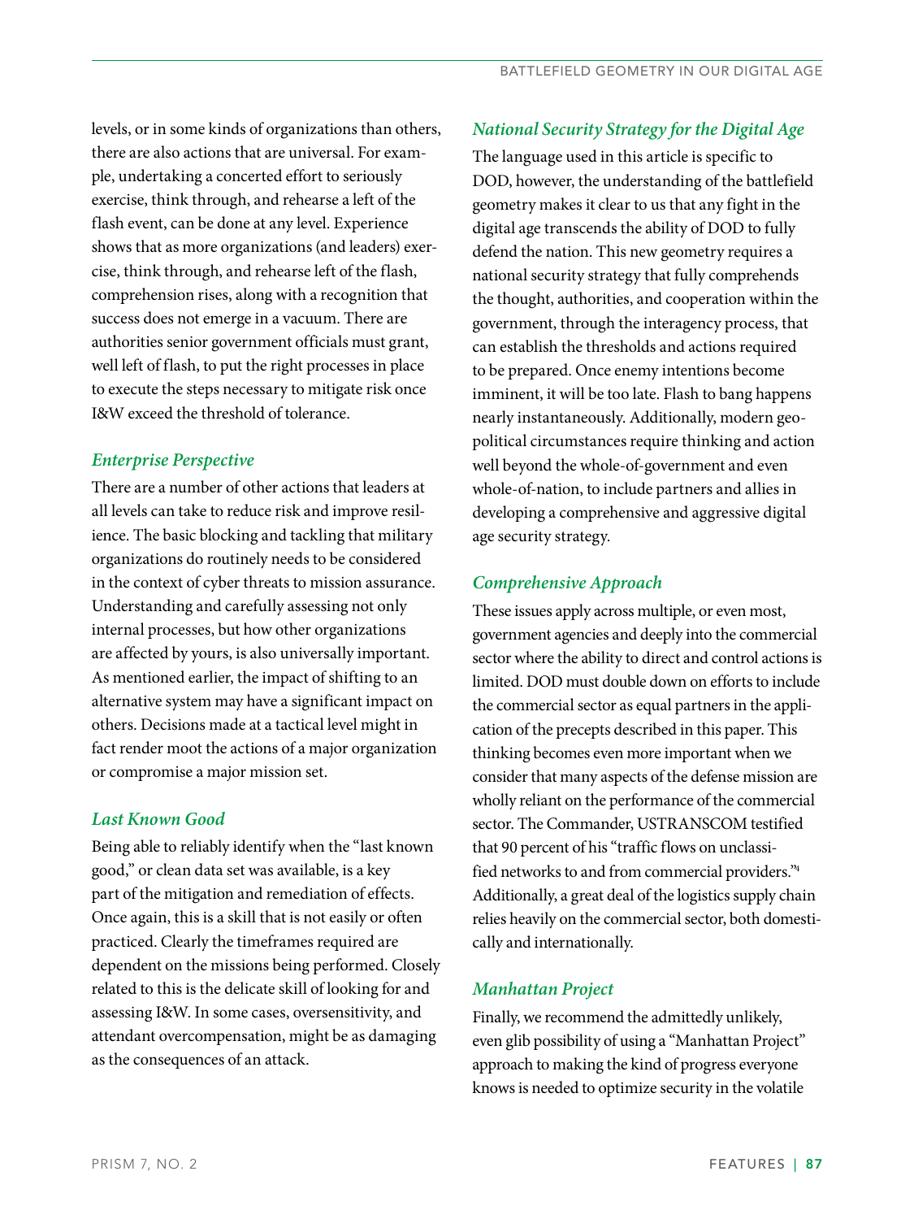levels, or in some kinds of organizations than others, there are also actions that are universal. For example, undertaking a concerted effort to seriously exercise, think through, and rehearse a left of the flash event, can be done at any level. Experience shows that as more organizations (and leaders) exercise, think through, and rehearse left of the flash, comprehension rises, along with a recognition that success does not emerge in a vacuum. There are authorities senior government officials must grant, well left of flash, to put the right processes in place to execute the steps necessary to mitigate risk once I&W exceed the threshold of tolerance.

### *Enterprise Perspective*

There are a number of other actions that leaders at all levels can take to reduce risk and improve resilience. The basic blocking and tackling that military organizations do routinely needs to be considered in the context of cyber threats to mission assurance. Understanding and carefully assessing not only internal processes, but how other organizations are affected by yours, is also universally important. As mentioned earlier, the impact of shifting to an alternative system may have a significant impact on others. Decisions made at a tactical level might in fact render moot the actions of a major organization or compromise a major mission set.

### *Last Known Good*

Being able to reliably identify when the "last known good," or clean data set was available, is a key part of the mitigation and remediation of effects. Once again, this is a skill that is not easily or often practiced. Clearly the timeframes required are dependent on the missions being performed. Closely related to this is the delicate skill of looking for and assessing I&W. In some cases, oversensitivity, and attendant overcompensation, might be as damaging as the consequences of an attack.

### *National Security Strategy for the Digital Age*

The language used in this article is specific to DOD, however, the understanding of the battlefield geometry makes it clear to us that any fight in the digital age transcends the ability of DOD to fully defend the nation. This new geometry requires a national security strategy that fully comprehends the thought, authorities, and cooperation within the government, through the interagency process, that can establish the thresholds and actions required to be prepared. Once enemy intentions become imminent, it will be too late. Flash to bang happens nearly instantaneously. Additionally, modern geopolitical circumstances require thinking and action well beyond the whole-of-government and even whole-of-nation, to include partners and allies in developing a comprehensive and aggressive digital age security strategy.

### *Comprehensive Approach*

These issues apply across multiple, or even most, government agencies and deeply into the commercial sector where the ability to direct and control actions is limited. DOD must double down on efforts to include the commercial sector as equal partners in the application of the precepts described in this paper. This thinking becomes even more important when we consider that many aspects of the defense mission are wholly reliant on the performance of the commercial sector. The Commander, USTRANSCOM testified that 90 percent of his "traffic flows on unclassified networks to and from commercial providers."[4] Additionally, a great deal of the logistics supply chain relies heavily on the commercial sector, both domestically and internationally.

### *Manhattan Project*

Finally, we recommend the admittedly unlikely, even glib possibility of using a "Manhattan Project" approach to making the kind of progress everyone knows is needed to optimize security in the volatile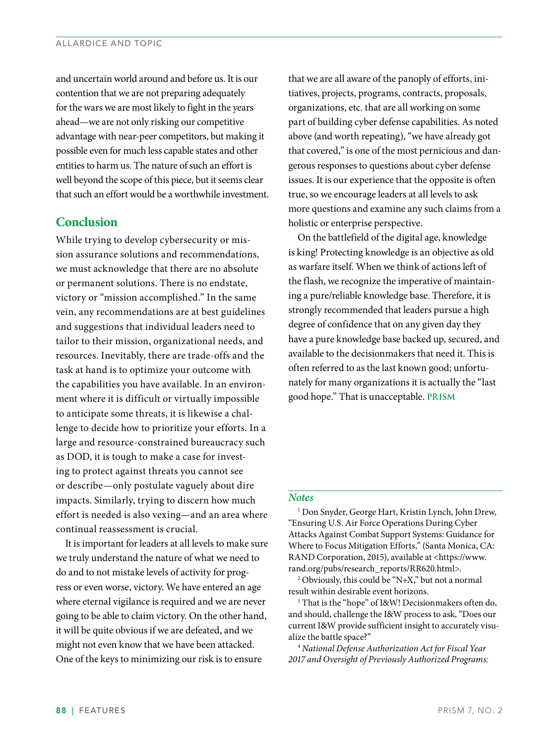and uncertain world around and before us. It is our contention that we are not preparing adequately for the wars we are most likely to fight in the years ahead—we are not only risking our competitive advantage with near-peer competitors, but making it possible even for much less capable states and other entities to harm us. The nature of such an effort is well beyond the scope of this piece, but it seems clear that such an effort would be a worthwhile investment.

## Conclusion

While trying to develop cybersecurity or mission assurance solutions and recommendations, we must acknowledge that there are no absolute or permanent solutions. There is no endstate, victory or "mission accomplished." In the same vein, any recommendations are at best guidelines and suggestions that individual leaders need to tailor to their mission, organizational needs, and resources. Inevitably, there are trade-offs and the task at hand is to optimize your outcome with the capabilities you have available. In an environment where it is difficult or virtually impossible to anticipate some threats, it is likewise a challenge to decide how to prioritize your efforts. In a large and resource-constrained bureaucracy such as DOD, it is tough to make a case for investing to protect against threats you cannot see or describe—only postulate vaguely about dire impacts. Similarly, trying to discern how much effort is needed is also vexing—and an area where continual reassessment is crucial.

It is important for leaders at all levels to make sure we truly understand the nature of what we need to do and to not mistake levels of activity for progress or even worse, victory. We have entered an age where eternal vigilance is required and we are never going to be able to claim victory. On the other hand, it will be quite obvious if we are defeated, and we might not even know that we have been attacked. One of the keys to minimizing our risk is to ensure that we are all aware of the panoply of efforts, initiatives, projects, programs, contracts, proposals, organizations, etc. that are all working on some part of building cyber defense capabilities. As noted above (and worth repeating), "we have already got that covered," is one of the most pernicious and dangerous responses to questions about cyber defense issues. It is our experience that the opposite is often true, so we encourage leaders at all levels to ask more questions and examine any such claims from a holistic or enterprise perspective.

On the battlefield of the digital age, knowledge is king! Protecting knowledge is an objective as old as warfare itself. When we think of actions left of the flash, we recognize the imperative of maintaining a pure/reliable knowledge base. Therefore, it is strongly recommended that leaders pursue a high degree of confidence that on any given day they have a pure knowledge base backed up, secured, and available to the decisionmakers that need it. This is often referred to as the last known good; unfortunately for many organizations it is actually the "last good hope." That is unacceptable. **PRISM**

### *Notes*

[1] Don Snyder, George Hart, Kristin Lynch, John Drew, "Ensuring U.S. Air Force Operations During Cyber Attacks Against Combat Support Systems: Guidance for Where to Focus Mitigation Efforts," (Santa Monica, CA: RAND Corporation, 2015), available at <https://www.rand.org/pubs/research_reports/RR620.html>.

[2] Obviously, this could be "N+X," but not a normal result within desirable event horizons.

[3] That is the "hope" of I&W! Decisionmakers often do, and should, challenge the I&W process to ask, "Does our current I&W provide sufficient insight to accurately visualize the battle space?"

[4] *National Defense Authorization Act for Fiscal Year 2017 and Oversight of Previously Authorized Programs:*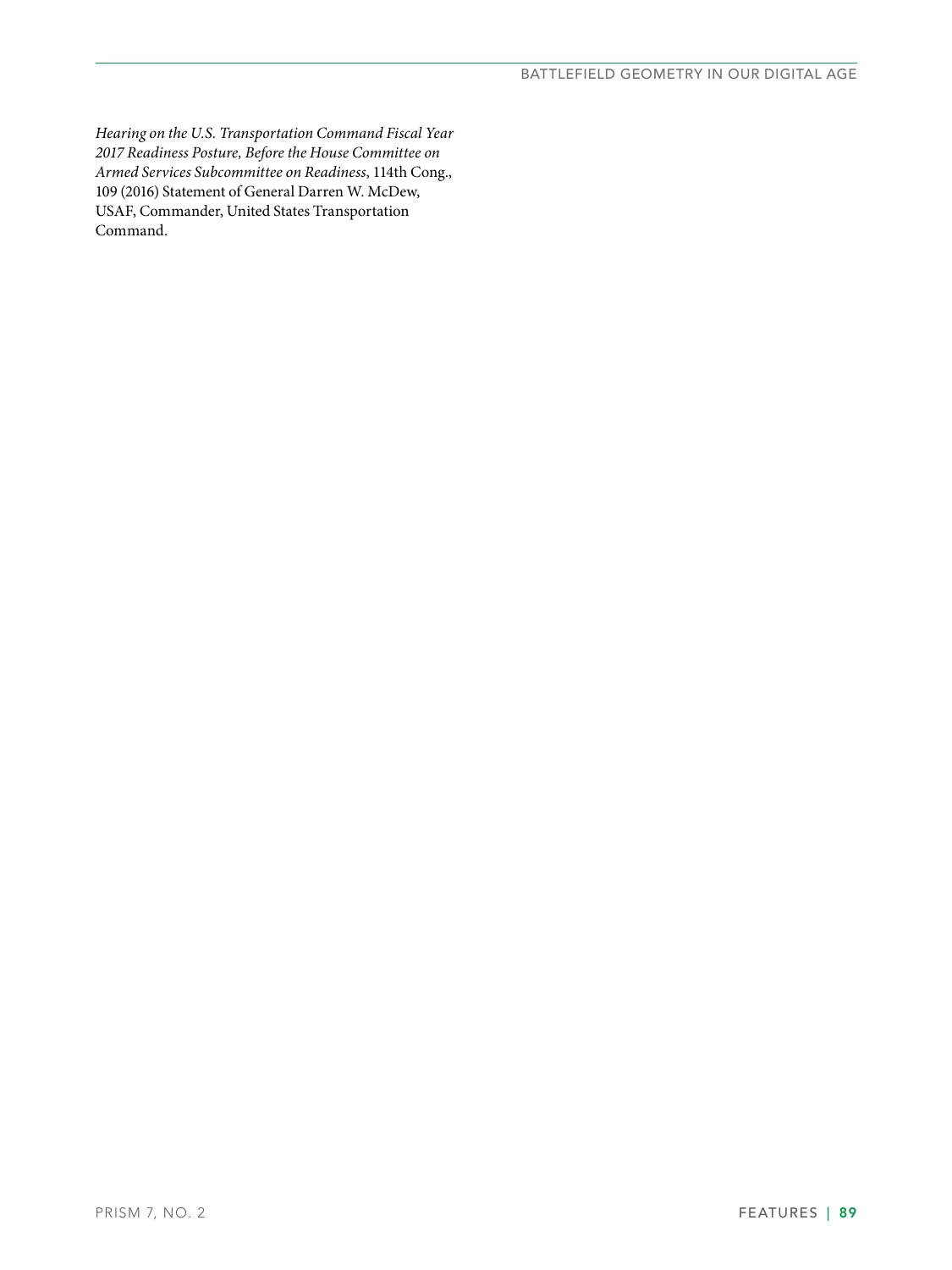*Hearing on the U.S. Transportation Command Fiscal Year 2017 Readiness Posture, Before the House Committee on Armed Services Subcommittee on Readiness*, 114th Cong., 109 (2016) Statement of General Darren W. McDew, USAF, Commander, United States Transportation Command.